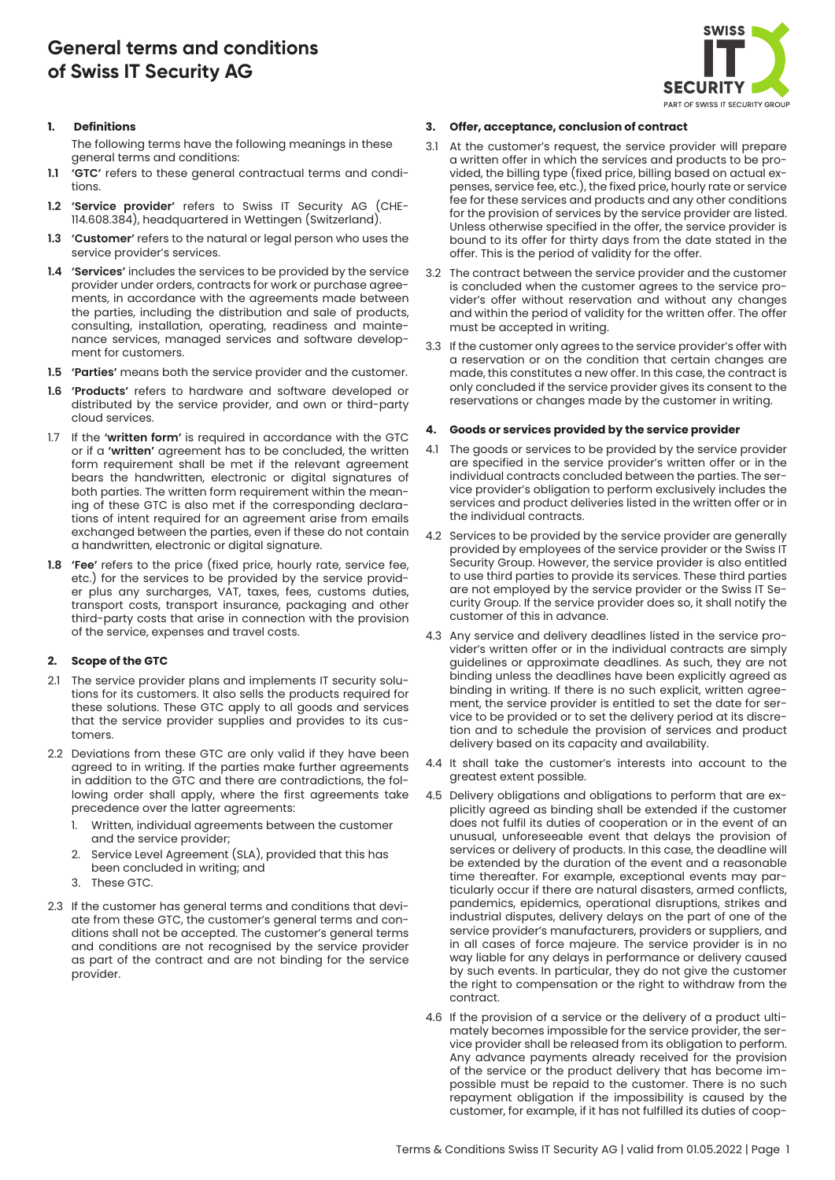# General terms and conditions of Swiss IT Security AG

## 1. Definitions

The following terms have the following meanings in these general terms and conditions:

**1.1** **'GTC'** refers to these general contractual terms and conditions.

**1.2** **'Service provider'** refers to Swiss IT Security AG (CHE-114.608.384), headquartered in Wettingen (Switzerland).

**1.3** **'Customer'** refers to the natural or legal person who uses the service provider's services.

**1.4** **'Services'** includes the services to be provided by the service provider under orders, contracts for work or purchase agreements, in accordance with the agreements made between the parties, including the distribution and sale of products, consulting, installation, operating, readiness and maintenance services, managed services and software development for customers.

**1.5** **'Parties'** means both the service provider and the customer.

**1.6** **'Products'** refers to hardware and software developed or distributed by the service provider, and own or third-party cloud services.

1.7 If the **'written form'** is required in accordance with the GTC or if a **'written'** agreement has to be concluded, the written form requirement shall be met if the relevant agreement bears the handwritten, electronic or digital signatures of both parties. The written form requirement within the meaning of these GTC is also met if the corresponding declarations of intent required for an agreement arise from emails exchanged between the parties, even if these do not contain a handwritten, electronic or digital signature.

**1.8** **'Fee'** refers to the price (fixed price, hourly rate, service fee, etc.) for the services to be provided by the service provider plus any surcharges, VAT, taxes, fees, customs duties, transport costs, transport insurance, packaging and other third-party costs that arise in connection with the provision of the service, expenses and travel costs.

## 2. Scope of the GTC

2.1 The service provider plans and implements IT security solutions for its customers. It also sells the products required for these solutions. These GTC apply to all goods and services that the service provider supplies and provides to its customers.

2.2 Deviations from these GTC are only valid if they have been agreed to in writing. If the parties make further agreements in addition to the GTC and there are contradictions, the following order shall apply, where the first agreements take precedence over the latter agreements:

1. Written, individual agreements between the customer and the service provider;
2. Service Level Agreement (SLA), provided that this has been concluded in writing; and
3. These GTC.

2.3 If the customer has general terms and conditions that deviate from these GTC, the customer's general terms and conditions shall not be accepted. The customer's general terms and conditions are not recognised by the service provider as part of the contract and are not binding for the service provider.

## 3. Offer, acceptance, conclusion of contract

3.1 At the customer's request, the service provider will prepare a written offer in which the services and products to be provided, the billing type (fixed price, billing based on actual expenses, service fee, etc.), the fixed price, hourly rate or service fee for these services and products and any other conditions for the provision of services by the service provider are listed. Unless otherwise specified in the offer, the service provider is bound to its offer for thirty days from the date stated in the offer. This is the period of validity for the offer.

3.2 The contract between the service provider and the customer is concluded when the customer agrees to the service provider's offer without reservation and without any changes and within the period of validity for the written offer. The offer must be accepted in writing.

3.3 If the customer only agrees to the service provider's offer with a reservation or on the condition that certain changes are made, this constitutes a new offer. In this case, the contract is only concluded if the service provider gives its consent to the reservations or changes made by the customer in writing.

## 4. Goods or services provided by the service provider

4.1 The goods or services to be provided by the service provider are specified in the service provider's written offer or in the individual contracts concluded between the parties. The service provider's obligation to perform exclusively includes the services and product deliveries listed in the written offer or in the individual contracts.

4.2 Services to be provided by the service provider are generally provided by employees of the service provider or the Swiss IT Security Group. However, the service provider is also entitled to use third parties to provide its services. These third parties are not employed by the service provider or the Swiss IT Security Group. If the service provider does so, it shall notify the customer of this in advance.

4.3 Any service and delivery deadlines listed in the service provider's written offer or in the individual contracts are simply guidelines or approximate deadlines. As such, they are not binding unless the deadlines have been explicitly agreed as binding in writing. If there is no such explicit, written agreement, the service provider is entitled to set the date for service to be provided or to set the delivery period at its discretion and to schedule the provision of services and product delivery based on its capacity and availability.

4.4 It shall take the customer's interests into account to the greatest extent possible.

4.5 Delivery obligations and obligations to perform that are explicitly agreed as binding shall be extended if the customer does not fulfil its duties of cooperation or in the event of an unusual, unforeseeable event that delays the provision of services or delivery of products. In this case, the deadline will be extended by the duration of the event and a reasonable time thereafter. For example, exceptional events may particularly occur if there are natural disasters, armed conflicts, pandemics, epidemics, operational disruptions, strikes and industrial disputes, delivery delays on the part of one of the service provider's manufacturers, providers or suppliers, and in all cases of force majeure. The service provider is in no way liable for any delays in performance or delivery caused by such events. In particular, they do not give the customer the right to compensation or the right to withdraw from the contract.

4.6 If the provision of a service or the delivery of a product ultimately becomes impossible for the service provider, the service provider shall be released from its obligation to perform. Any advance payments already received for the provision of the service or the product delivery that has become impossible must be repaid to the customer. There is no such repayment obligation if the impossibility is caused by the customer, for example, if it has not fulfilled its duties of coop-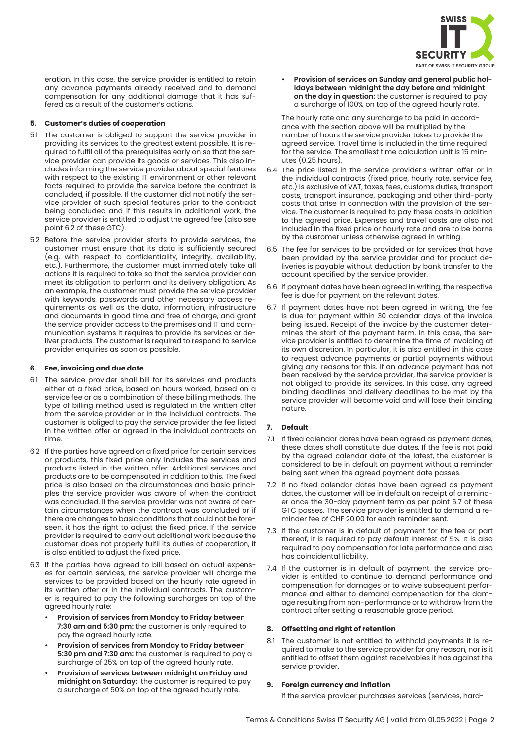eration. In this case, the service provider is entitled to retain any advance payments already received and to demand compensation for any additional damage that it has suffered as a result of the customer's actions.

## 5. Customer's duties of cooperation

5.1 The customer is obliged to support the service provider in providing its services to the greatest extent possible. It is required to fulfil all of the prerequisites early on so that the service provider can provide its goods or services. This also includes informing the service provider about special features with respect to the existing IT environment or other relevant facts required to provide the service before the contract is concluded, if possible. If the customer did not notify the service provider of such special features prior to the contract being concluded and if this results in additional work, the service provider is entitled to adjust the agreed fee (also see point 6.2 of these GTC).

5.2 Before the service provider starts to provide services, the customer must ensure that its data is sufficiently secured (e.g. with respect to confidentiality, integrity, availability, etc.). Furthermore, the customer must immediately take all actions it is required to take so that the service provider can meet its obligation to perform and its delivery obligation. As an example, the customer must provide the service provider with keywords, passwords and other necessary access requirements as well as the data, information, infrastructure and documents in good time and free of charge, and grant the service provider access to the premises and IT and communication systems it requires to provide its services or deliver products. The customer is required to respond to service provider enquiries as soon as possible.

## 6. Fee, invoicing and due date

6.1 The service provider shall bill for its services and products either at a fixed price, based on hours worked, based on a service fee or as a combination of these billing methods. The type of billing method used is regulated in the written offer from the service provider or in the individual contracts. The customer is obliged to pay the service provider the fee listed in the written offer or agreed in the individual contracts on time.

6.2 If the parties have agreed on a fixed price for certain services or products, this fixed price only includes the services and products listed in the written offer. Additional services and products are to be compensated in addition to this. The fixed price is also based on the circumstances and basic principles the service provider was aware of when the contract was concluded. If the service provider was not aware of certain circumstances when the contract was concluded or if there are changes to basic conditions that could not be foreseen, it has the right to adjust the fixed price. If the service provider is required to carry out additional work because the customer does not properly fulfil its duties of cooperation, it is also entitled to adjust the fixed price.

6.3 If the parties have agreed to bill based on actual expenses for certain services, the service provider will charge the services to be provided based on the hourly rate agreed in its written offer or in the individual contracts. The customer is required to pay the following surcharges on top of the agreed hourly rate:

- **Provision of services from Monday to Friday between 7:30 am and 5:30 pm:** the customer is only required to pay the agreed hourly rate.
- **Provision of services from Monday to Friday between 5:30 pm and 7:30 am:** the customer is required to pay a surcharge of 25% on top of the agreed hourly rate.
- **Provision of services between midnight on Friday and midnight on Saturday:** the customer is required to pay a surcharge of 50% on top of the agreed hourly rate.
- **Provision of services on Sunday and general public holidays between midnight the day before and midnight on the day in question:** the customer is required to pay a surcharge of 100% on top of the agreed hourly rate.

The hourly rate and any surcharge to be paid in accordance with the section above will be multiplied by the number of hours the service provider takes to provide the agreed service. Travel time is included in the time required for the service. The smallest time calculation unit is 15 minutes (0.25 hours).

6.4 The price listed in the service provider's written offer or in the individual contracts (fixed price, hourly rate, service fee, etc.) is exclusive of VAT, taxes, fees, customs duties, transport costs, transport insurance, packaging and other third-party costs that arise in connection with the provision of the service. The customer is required to pay these costs in addition to the agreed price. Expenses and travel costs are also not included in the fixed price or hourly rate and are to be borne by the customer unless otherwise agreed in writing.

6.5 The fee for services to be provided or for services that have been provided by the service provider and for product deliveries is payable without deduction by bank transfer to the account specified by the service provider.

6.6 If payment dates have been agreed in writing, the respective fee is due for payment on the relevant dates.

6.7 If payment dates have not been agreed in writing, the fee is due for payment within 30 calendar days of the invoice being issued. Receipt of the invoice by the customer determines the start of the payment term. In this case, the service provider is entitled to determine the time of invoicing at its own discretion. In particular, it is also entitled in this case to request advance payments or partial payments without giving any reasons for this. If an advance payment has not been received by the service provider, the service provider is not obliged to provide its services. In this case, any agreed binding deadlines and delivery deadlines to be met by the service provider will become void and will lose their binding nature.

## 7. Default

7.1 If fixed calendar dates have been agreed as payment dates, these dates shall constitute due dates. If the fee is not paid by the agreed calendar date at the latest, the customer is considered to be in default on payment without a reminder being sent when the agreed payment date passes.

7.2 If no fixed calendar dates have been agreed as payment dates, the customer will be in default on receipt of a reminder once the 30-day payment term as per point 6.7 of these GTC passes. The service provider is entitled to demand a reminder fee of CHF 20.00 for each reminder sent.

7.3 If the customer is in default of payment for the fee or part thereof, it is required to pay default interest of 5%. It is also required to pay compensation for late performance and also has coincidental liability.

7.4 If the customer is in default of payment, the service provider is entitled to continue to demand performance and compensation for damages or to waive subsequent performance and either to demand compensation for the damage resulting from non-performance or to withdraw from the contract after setting a reasonable grace period.

## 8. Offsetting and right of retention

8.1 The customer is not entitled to withhold payments it is required to make to the service provider for any reason, nor is it entitled to offset them against receivables it has against the service provider.

## 9. Foreign currency and inflation

If the service provider purchases services (services, hard-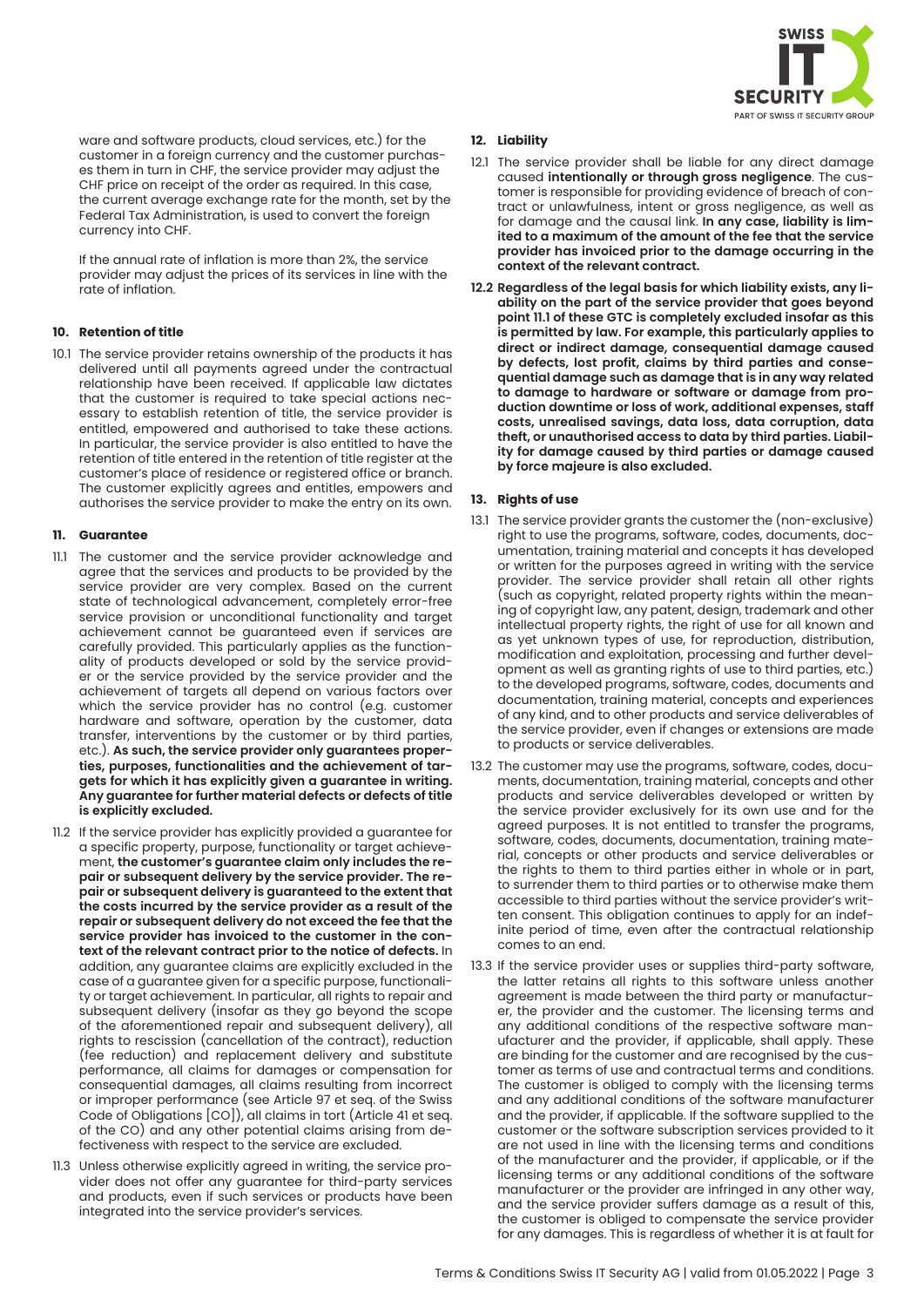ware and software products, cloud services, etc.) for the customer in a foreign currency and the customer purchases them in turn in CHF, the service provider may adjust the CHF price on receipt of the order as required. In this case, the current average exchange rate for the month, set by the Federal Tax Administration, is used to convert the foreign currency into CHF.

If the annual rate of inflation is more than 2%, the service provider may adjust the prices of its services in line with the rate of inflation.

#### 10. Retention of title

10.1 The service provider retains ownership of the products it has delivered until all payments agreed under the contractual relationship have been received. If applicable law dictates that the customer is required to take special actions necessary to establish retention of title, the service provider is entitled, empowered and authorised to take these actions. In particular, the service provider is also entitled to have the retention of title entered in the retention of title register at the customer's place of residence or registered office or branch. The customer explicitly agrees and entitles, empowers and authorises the service provider to make the entry on its own.

#### 11. Guarantee

11.1 The customer and the service provider acknowledge and agree that the services and products to be provided by the service provider are very complex. Based on the current state of technological advancement, completely error-free service provision or unconditional functionality and target achievement cannot be guaranteed even if services are carefully provided. This particularly applies as the functionality of products developed or sold by the service provider or the service provided by the service provider and the achievement of targets all depend on various factors over which the service provider has no control (e.g. customer hardware and software, operation by the customer, data transfer, interventions by the customer or by third parties, etc.). **As such, the service provider only guarantees properties, purposes, functionalities and the achievement of targets for which it has explicitly given a guarantee in writing. Any guarantee for further material defects or defects of title is explicitly excluded.**

11.2 If the service provider has explicitly provided a guarantee for a specific property, purpose, functionality or target achievement, **the customer's guarantee claim only includes the repair or subsequent delivery by the service provider. The repair or subsequent delivery is guaranteed to the extent that the costs incurred by the service provider as a result of the repair or subsequent delivery do not exceed the fee that the service provider has invoiced to the customer in the context of the relevant contract prior to the notice of defects.** In addition, any guarantee claims are explicitly excluded in the case of a guarantee given for a specific purpose, functionality or target achievement. In particular, all rights to repair and subsequent delivery (insofar as they go beyond the scope of the aforementioned repair and subsequent delivery), all rights to rescission (cancellation of the contract), reduction (fee reduction) and replacement delivery and substitute performance, all claims for damages or compensation for consequential damages, all claims resulting from incorrect or improper performance (see Article 97 et seq. of the Swiss Code of Obligations [CO]), all claims in tort (Article 41 et seq. of the CO) and any other potential claims arising from defectiveness with respect to the service are excluded.

11.3 Unless otherwise explicitly agreed in writing, the service provider does not offer any guarantee for third-party services and products, even if such services or products have been integrated into the service provider's services.

#### 12. Liability

12.1 The service provider shall be liable for any direct damage caused **intentionally or through gross negligence**. The customer is responsible for providing evidence of breach of contract or unlawfulness, intent or gross negligence, as well as for damage and the causal link. **In any case, liability is limited to a maximum of the amount of the fee that the service provider has invoiced prior to the damage occurring in the context of the relevant contract.**

**12.2 Regardless of the legal basis for which liability exists, any liability on the part of the service provider that goes beyond point 11.1 of these GTC is completely excluded insofar as this is permitted by law. For example, this particularly applies to direct or indirect damage, consequential damage caused by defects, lost profit, claims by third parties and consequential damage such as damage that is in any way related to damage to hardware or software or damage from production downtime or loss of work, additional expenses, staff costs, unrealised savings, data loss, data corruption, data theft, or unauthorised access to data by third parties. Liability for damage caused by third parties or damage caused by force majeure is also excluded.**

#### 13. Rights of use

13.1 The service provider grants the customer the (non-exclusive) right to use the programs, software, codes, documents, documentation, training material and concepts it has developed or written for the purposes agreed in writing with the service provider. The service provider shall retain all other rights (such as copyright, related property rights within the meaning of copyright law, any patent, design, trademark and other intellectual property rights, the right of use for all known and as yet unknown types of use, for reproduction, distribution, modification and exploitation, processing and further development as well as granting rights of use to third parties, etc.) to the developed programs, software, codes, documents and documentation, training material, concepts and experiences of any kind, and to other products and service deliverables of the service provider, even if changes or extensions are made to products or service deliverables.

13.2 The customer may use the programs, software, codes, documents, documentation, training material, concepts and other products and service deliverables developed or written by the service provider exclusively for its own use and for the agreed purposes. It is not entitled to transfer the programs, software, codes, documents, documentation, training material, concepts or other products and service deliverables or the rights to them to third parties either in whole or in part, to surrender them to third parties or to otherwise make them accessible to third parties without the service provider's written consent. This obligation continues to apply for an indefinite period of time, even after the contractual relationship comes to an end.

13.3 If the service provider uses or supplies third-party software, the latter retains all rights to this software unless another agreement is made between the third party or manufacturer, the provider and the customer. The licensing terms and any additional conditions of the respective software manufacturer and the provider, if applicable, shall apply. These are binding for the customer and are recognised by the customer as terms of use and contractual terms and conditions. The customer is obliged to comply with the licensing terms and any additional conditions of the software manufacturer and the provider, if applicable. If the software supplied to the customer or the software subscription services provided to it are not used in line with the licensing terms and conditions of the manufacturer and the provider, if applicable, or if the licensing terms or any additional conditions of the software manufacturer or the provider are infringed in any other way, and the service provider suffers damage as a result of this, the customer is obliged to compensate the service provider for any damages. This is regardless of whether it is at fault for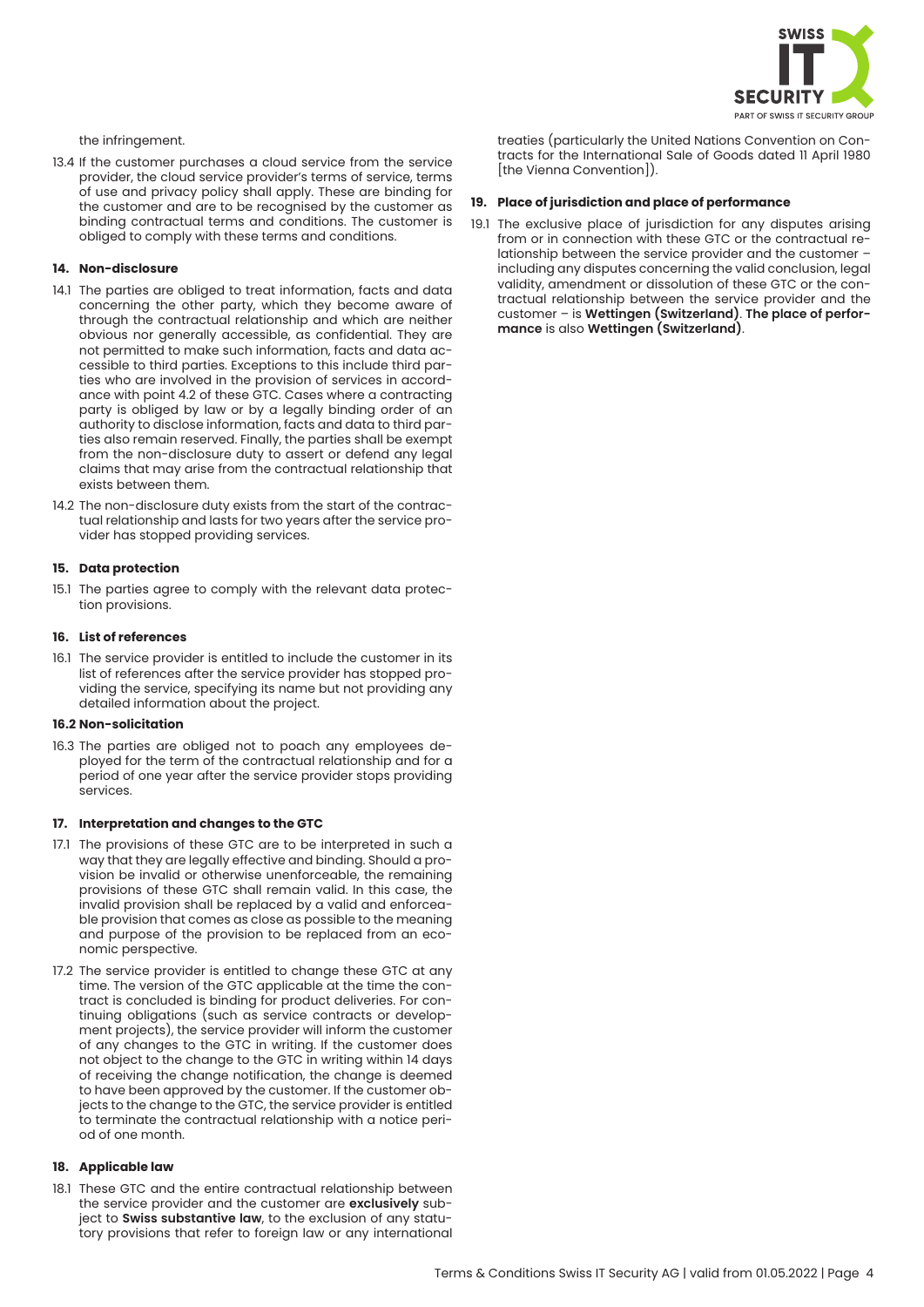the infringement.

13.4 If the customer purchases a cloud service from the service provider, the cloud service provider's terms of service, terms of use and privacy policy shall apply. These are binding for the customer and are to be recognised by the customer as binding contractual terms and conditions. The customer is obliged to comply with these terms and conditions.

#### 14. Non-disclosure

14.1 The parties are obliged to treat information, facts and data concerning the other party, which they become aware of through the contractual relationship and which are neither obvious nor generally accessible, as confidential. They are not permitted to make such information, facts and data accessible to third parties. Exceptions to this include third parties who are involved in the provision of services in accordance with point 4.2 of these GTC. Cases where a contracting party is obliged by law or by a legally binding order of an authority to disclose information, facts and data to third parties also remain reserved. Finally, the parties shall be exempt from the non-disclosure duty to assert or defend any legal claims that may arise from the contractual relationship that exists between them.

14.2 The non-disclosure duty exists from the start of the contractual relationship and lasts for two years after the service provider has stopped providing services.

#### 15. Data protection

15.1 The parties agree to comply with the relevant data protection provisions.

#### 16. List of references

16.1 The service provider is entitled to include the customer in its list of references after the service provider has stopped providing the service, specifying its name but not providing any detailed information about the project.

#### 16.2 Non-solicitation

16.3 The parties are obliged not to poach any employees deployed for the term of the contractual relationship and for a period of one year after the service provider stops providing services.

#### 17. Interpretation and changes to the GTC

17.1 The provisions of these GTC are to be interpreted in such a way that they are legally effective and binding. Should a provision be invalid or otherwise unenforceable, the remaining provisions of these GTC shall remain valid. In this case, the invalid provision shall be replaced by a valid and enforceable provision that comes as close as possible to the meaning and purpose of the provision to be replaced from an economic perspective.

17.2 The service provider is entitled to change these GTC at any time. The version of the GTC applicable at the time the contract is concluded is binding for product deliveries. For continuing obligations (such as service contracts or development projects), the service provider will inform the customer of any changes to the GTC in writing. If the customer does not object to the change to the GTC in writing within 14 days of receiving the change notification, the change is deemed to have been approved by the customer. If the customer objects to the change to the GTC, the service provider is entitled to terminate the contractual relationship with a notice period of one month.

#### 18. Applicable law

18.1 These GTC and the entire contractual relationship between the service provider and the customer are **exclusively** subject to **Swiss substantive law**, to the exclusion of any statutory provisions that refer to foreign law or any international treaties (particularly the United Nations Convention on Contracts for the International Sale of Goods dated 11 April 1980 [the Vienna Convention]).

#### 19. Place of jurisdiction and place of performance

19.1 The exclusive place of jurisdiction for any disputes arising from or in connection with these GTC or the contractual relationship between the service provider and the customer – including any disputes concerning the valid conclusion, legal validity, amendment or dissolution of these GTC or the contractual relationship between the service provider and the customer – is **Wettingen (Switzerland)**. **The place of performance** is also **Wettingen (Switzerland)**.